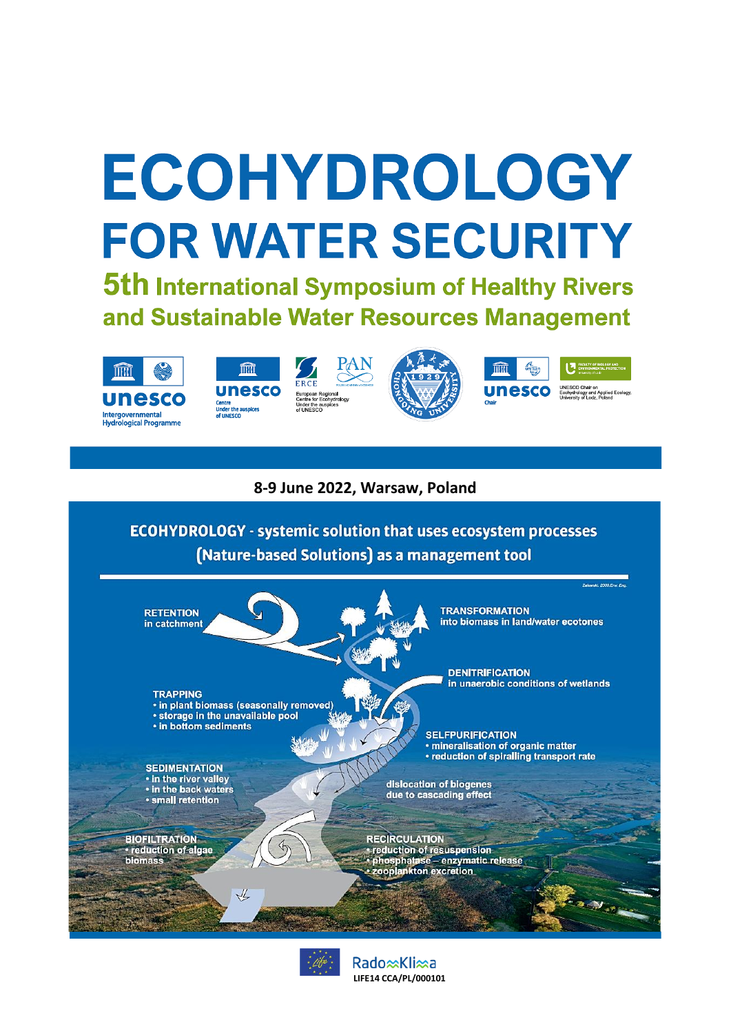# ECOHYDROLOGY FOR WATER SECURITY

## 5th International Symposium of Healthy Rivers and Sustainable Water Resources Management

unesco Intergovernmental Hydrological Programme

unesco Centre Under the auspices of UNESCO

ERCE European Regional Centre for Ecohydrology Under the auspices of UNESCO

PAN

Chongqing University 1929

unesco Chair

UNESCO Chair on Ecohydrology and Applied Ecology, University of Lodz, Poland

**8-9 June 2022, Warsaw, Poland**

**ECOHYDROLOGY - systemic solution that uses ecosystem processes (Nature-based Solutions) as a management tool**

Zalewski, 2000,Env. Eng.

**RETENTION** in catchment

**TRANSFORMATION** into biomass in land/water ecotones

**DENITRIFICATION** in unaerobic conditions of wetlands

**TRAPPING**
- in plant biomass (seasonally removed)
- storage in the unavailable pool
- in bottom sediments

**SELFPURIFICATION**
- mineralisation of organic matter
- reduction of spiralling transport rate

**SEDIMENTATION**
- in the river valley
- in the back waters
- small retention

dislocation of biogenes due to cascading effect

**BIOFILTRATION**
- reduction of algae biomass

**RECIRCULATION**
- reduction of resuspension
- phosphatase – enzymatic release
- zooplankton excretion

RadoKlima
LIFE14 CCA/PL/000101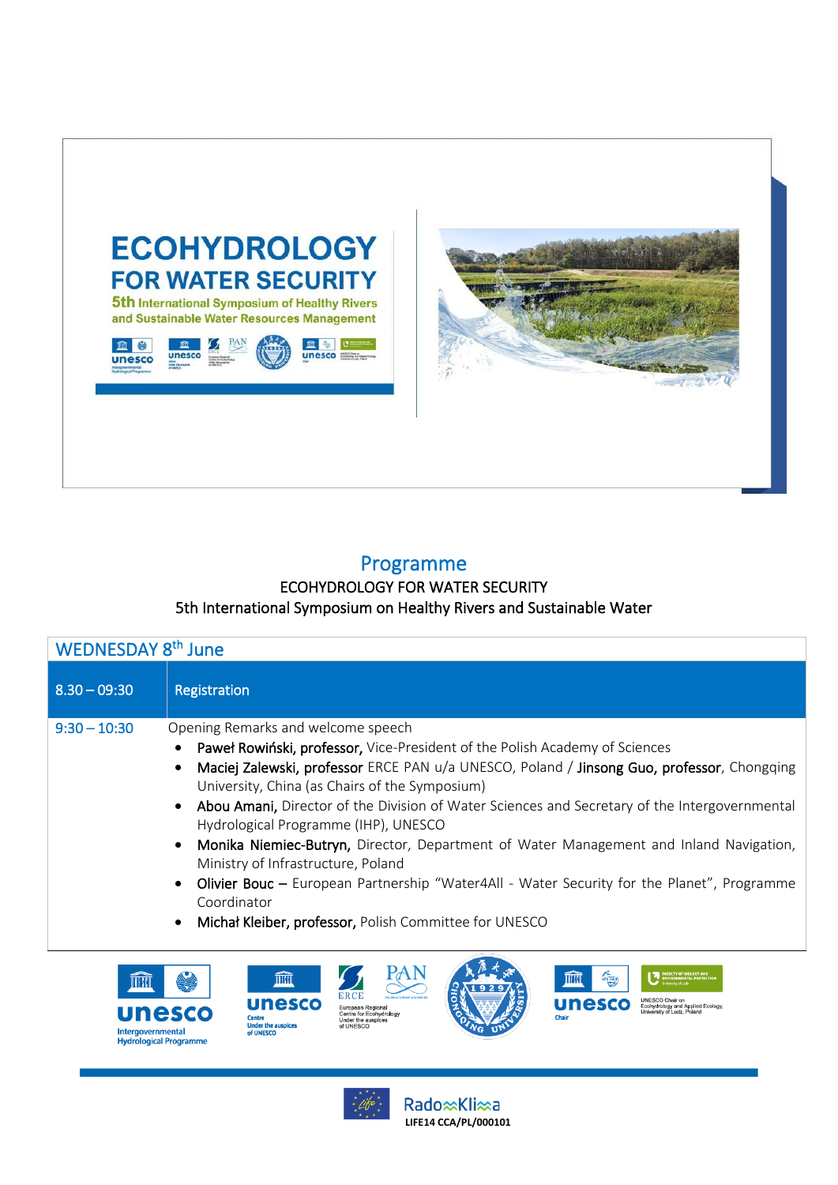ECOHYDROLOGY
FOR WATER SECURITY
5th International Symposium of Healthy Rivers and Sustainable Water Resources Management

# Programme

ECOHYDROLOGY FOR WATER SECURITY
5th International Symposium on Healthy Rivers and Sustainable Water

## WEDNESDAY 8th June

| | |
|---|---|
| 8.30 – 09:30 | Registration |
| 9:30 – 10:30 | Opening Remarks and welcome speech<br>• **Paweł Rowiński, professor,** Vice-President of the Polish Academy of Sciences<br>• **Maciej Zalewski, professor** ERCE PAN u/a UNESCO, Poland / **Jinsong Guo, professor**, Chongqing University, China (as Chairs of the Symposium)<br>• **Abou Amani,** Director of the Division of Water Sciences and Secretary of the Intergovernmental Hydrological Programme (IHP), UNESCO<br>• **Monika Niemiec-Butryn,** Director, Department of Water Management and Inland Navigation, Ministry of Infrastructure, Poland<br>• **Olivier Bouc** – European Partnership "Water4All - Water Security for the Planet", Programme Coordinator<br>• **Michał Kleiber, professor,** Polish Committee for UNESCO |

RadoKlima
LIFE14 CCA/PL/000101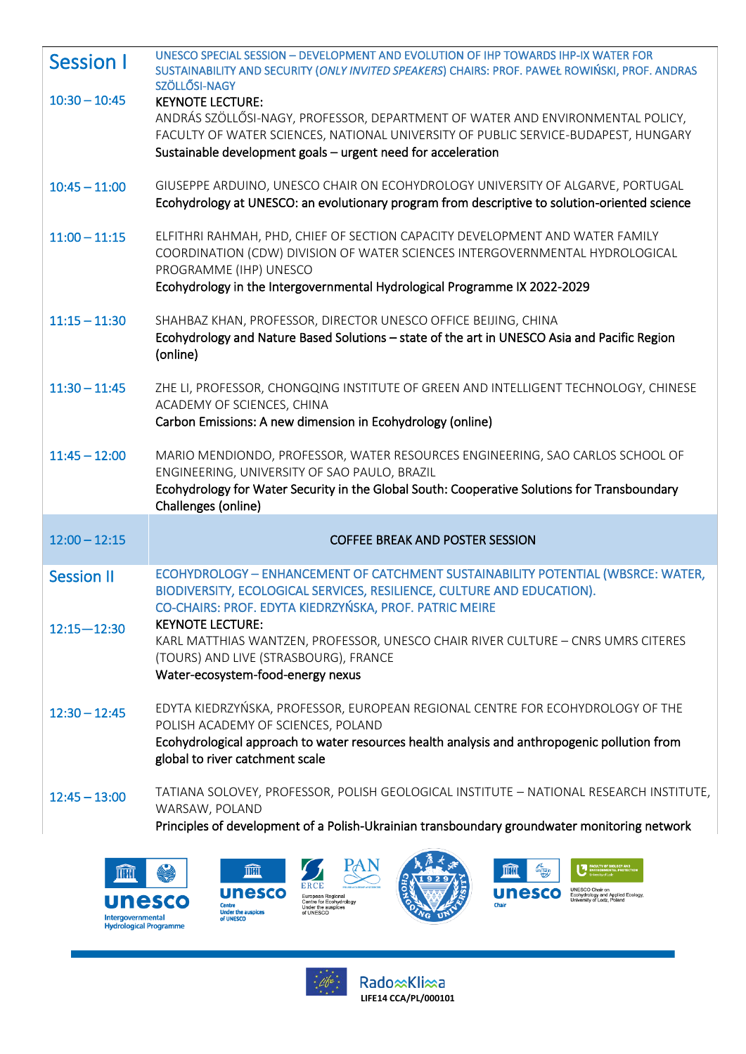| | |
|---|---|
| **Session I** | UNESCO SPECIAL SESSION – DEVELOPMENT AND EVOLUTION OF IHP TOWARDS IHP-IX WATER FOR SUSTAINABILITY AND SECURITY (*ONLY INVITED SPEAKERS*) CHAIRS: PROF. PAWEŁ ROWIŃSKI, PROF. ANDRAS SZÖLLŐSI-NAGY |
| 10:30 – 10:45 | KEYNOTE LECTURE: <br> ANDRÁS SZÖLLŐSI-NAGY, PROFESSOR, DEPARTMENT OF WATER AND ENVIRONMENTAL POLICY, FACULTY OF WATER SCIENCES, NATIONAL UNIVERSITY OF PUBLIC SERVICE-BUDAPEST, HUNGARY <br> Sustainable development goals – urgent need for acceleration |
| 10:45 – 11:00 | GIUSEPPE ARDUINO, UNESCO CHAIR ON ECOHYDROLOGY UNIVERSITY OF ALGARVE, PORTUGAL <br> Ecohydrology at UNESCO: an evolutionary program from descriptive to solution-oriented science |
| 11:00 – 11:15 | ELFITHRI RAHMAH, PHD, CHIEF OF SECTION CAPACITY DEVELOPMENT AND WATER FAMILY COORDINATION (CDW) DIVISION OF WATER SCIENCES INTERGOVERNMENTAL HYDROLOGICAL PROGRAMME (IHP) UNESCO <br> Ecohydrology in the Intergovernmental Hydrological Programme IX 2022-2029 |
| 11:15 – 11:30 | SHAHBAZ KHAN, PROFESSOR, DIRECTOR UNESCO OFFICE BEIJING, CHINA <br> Ecohydrology and Nature Based Solutions – state of the art in UNESCO Asia and Pacific Region (online) |
| 11:30 – 11:45 | ZHE LI, PROFESSOR, CHONGQING INSTITUTE OF GREEN AND INTELLIGENT TECHNOLOGY, CHINESE ACADEMY OF SCIENCES, CHINA <br> Carbon Emissions: A new dimension in Ecohydrology (online) |
| 11:45 – 12:00 | MARIO MENDIONDO, PROFESSOR, WATER RESOURCES ENGINEERING, SAO CARLOS SCHOOL OF ENGINEERING, UNIVERSITY OF SAO PAULO, BRAZIL <br> Ecohydrology for Water Security in the Global South: Cooperative Solutions for Transboundary Challenges (online) |
| 12:00 – 12:15 | COFFEE BREAK AND POSTER SESSION |
| **Session II** | ECOHYDROLOGY – ENHANCEMENT OF CATCHMENT SUSTAINABILITY POTENTIAL (WBSRCE: WATER, BIODIVERSITY, ECOLOGICAL SERVICES, RESILIENCE, CULTURE AND EDUCATION). <br> CO-CHAIRS: PROF. EDYTA KIEDRZYŃSKA, PROF. PATRIC MEIRE |
| 12:15—12:30 | KEYNOTE LECTURE: <br> KARL MATTHIAS WANTZEN, PROFESSOR, UNESCO CHAIR RIVER CULTURE – CNRS UMRS CITERES (TOURS) AND LIVE (STRASBOURG), FRANCE <br> Water-ecosystem-food-energy nexus |
| 12:30 – 12:45 | EDYTA KIEDRZYŃSKA, PROFESSOR, EUROPEAN REGIONAL CENTRE FOR ECOHYDROLOGY OF THE POLISH ACADEMY OF SCIENCES, POLAND <br> Ecohydrological approach to water resources health analysis and anthropogenic pollution from global to river catchment scale |
| 12:45 – 13:00 | TATIANA SOLOVEY, PROFESSOR, POLISH GEOLOGICAL INSTITUTE – NATIONAL RESEARCH INSTITUTE, WARSAW, POLAND <br> Principles of development of a Polish-Ukrainian transboundary groundwater monitoring network |

RadoKlima
LIFE14 CCA/PL/000101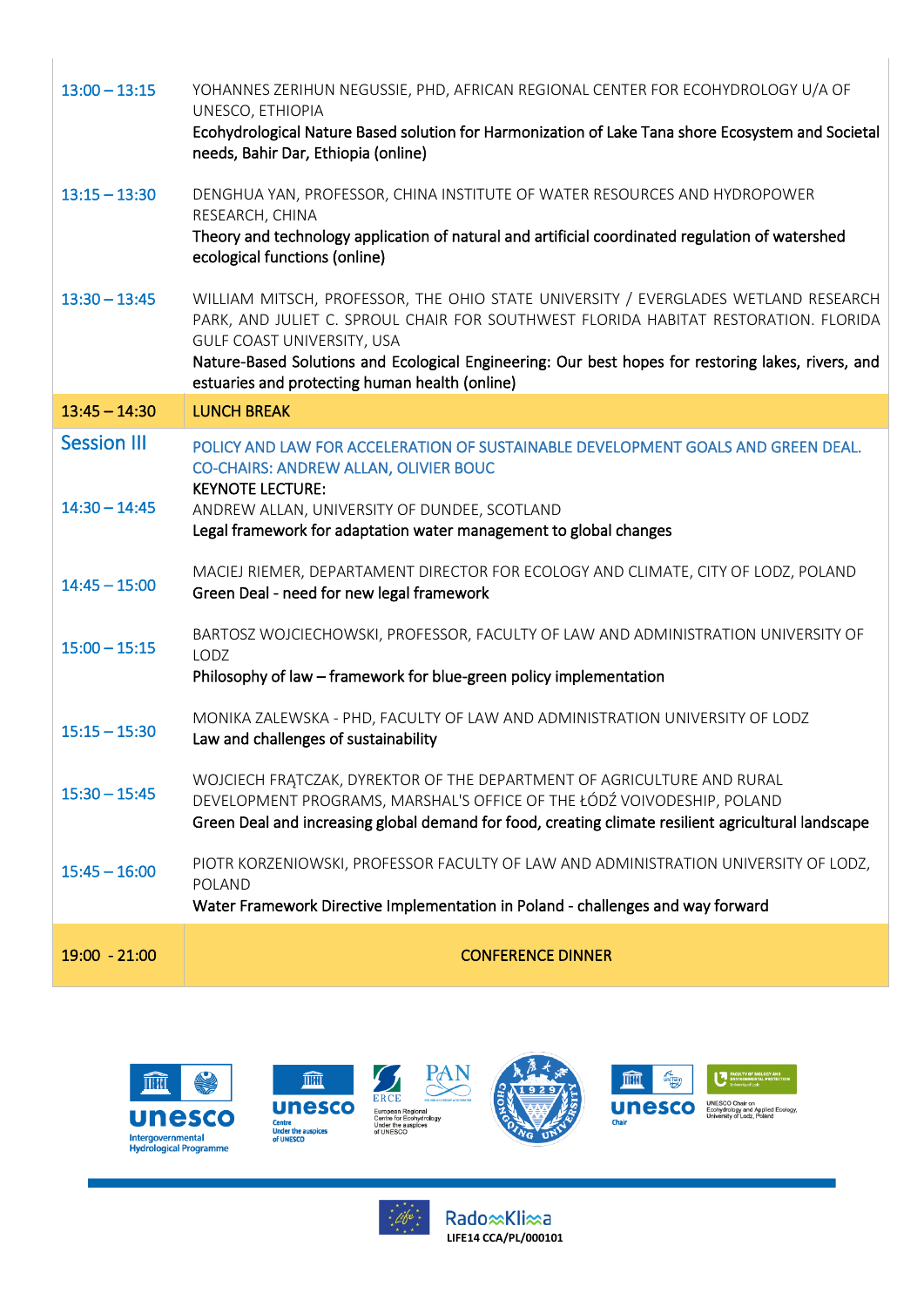| | |
|---|---|
| 13:00 – 13:15 | YOHANNES ZERIHUN NEGUSSIE, PHD, AFRICAN REGIONAL CENTER FOR ECOHYDROLOGY U/A OF UNESCO, ETHIOPIA<br>**Ecohydrological Nature Based solution for Harmonization of Lake Tana shore Ecosystem and Societal needs, Bahir Dar, Ethiopia (online)** |
| 13:15 – 13:30 | DENGHUA YAN, PROFESSOR, CHINA INSTITUTE OF WATER RESOURCES AND HYDROPOWER RESEARCH, CHINA<br>**Theory and technology application of natural and artificial coordinated regulation of watershed ecological functions (online)** |
| 13:30 – 13:45 | WILLIAM MITSCH, PROFESSOR, THE OHIO STATE UNIVERSITY / EVERGLADES WETLAND RESEARCH PARK, AND JULIET C. SPROUL CHAIR FOR SOUTHWEST FLORIDA HABITAT RESTORATION. FLORIDA GULF COAST UNIVERSITY, USA<br>**Nature-Based Solutions and Ecological Engineering: Our best hopes for restoring lakes, rivers, and estuaries and protecting human health (online)** |
| 13:45 – 14:30 | LUNCH BREAK |
| Session III | POLICY AND LAW FOR ACCELERATION OF SUSTAINABLE DEVELOPMENT GOALS AND GREEN DEAL. CO-CHAIRS: ANDREW ALLAN, OLIVIER BOUC |
| 14:30 – 14:45 | KEYNOTE LECTURE:<br>ANDREW ALLAN, UNIVERSITY OF DUNDEE, SCOTLAND<br>**Legal framework for adaptation water management to global changes** |
| 14:45 – 15:00 | MACIEJ RIEMER, DEPARTAMENT DIRECTOR FOR ECOLOGY AND CLIMATE, CITY OF LODZ, POLAND<br>**Green Deal - need for new legal framework** |
| 15:00 – 15:15 | BARTOSZ WOJCIECHOWSKI, PROFESSOR, FACULTY OF LAW AND ADMINISTRATION UNIVERSITY OF LODZ<br>**Philosophy of law – framework for blue-green policy implementation** |
| 15:15 – 15:30 | MONIKA ZALEWSKA - PHD, FACULTY OF LAW AND ADMINISTRATION UNIVERSITY OF LODZ<br>**Law and challenges of sustainability** |
| 15:30 – 15:45 | WOJCIECH FRĄTCZAK, DYREKTOR OF THE DEPARTMENT OF AGRICULTURE AND RURAL DEVELOPMENT PROGRAMS, MARSHAL'S OFFICE OF THE ŁÓDŹ VOIVODESHIP, POLAND<br>**Green Deal and increasing global demand for food, creating climate resilient agricultural landscape** |
| 15:45 – 16:00 | PIOTR KORZENIOWSKI, PROFESSOR FACULTY OF LAW AND ADMINISTRATION UNIVERSITY OF LODZ, POLAND<br>**Water Framework Directive Implementation in Poland - challenges and way forward** |
| 19:00 - 21:00 | CONFERENCE DINNER |

RadoKlima
LIFE14 CCA/PL/000101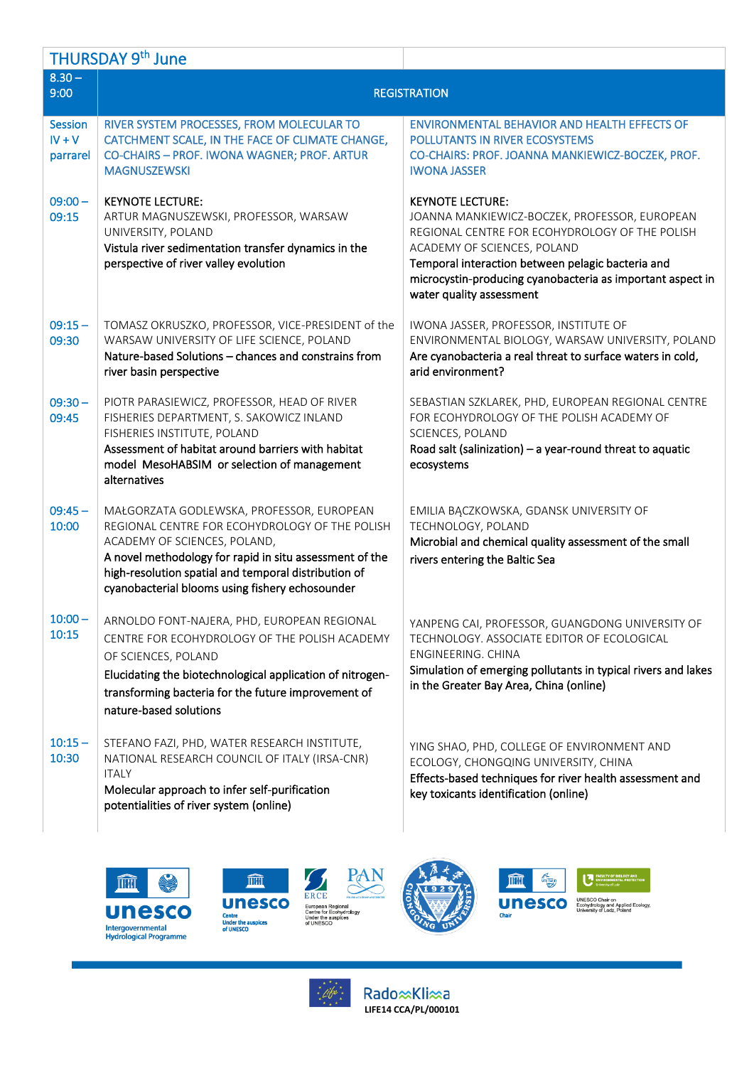| THURSDAY 9th June | | |
|---|---|---|
| 8.30 – 9:00 | REGISTRATION | |
| Session IV + V parrarel | RIVER SYSTEM PROCESSES, FROM MOLECULAR TO CATCHMENT SCALE, IN THE FACE OF CLIMATE CHANGE, CO-CHAIRS – PROF. IWONA WAGNER; PROF. ARTUR MAGNUSZEWSKI | ENVIRONMENTAL BEHAVIOR AND HEALTH EFFECTS OF POLLUTANTS IN RIVER ECOSYSTEMS CO-CHAIRS: PROF. JOANNA MANKIEWICZ-BOCZEK, PROF. IWONA JASSER |
| 09:00 – 09:15 | KEYNOTE LECTURE: ARTUR MAGNUSZEWSKI, PROFESSOR, WARSAW UNIVERSITY, POLAND **Vistula river sedimentation transfer dynamics in the perspective of river valley evolution** | KEYNOTE LECTURE: JOANNA MANKIEWICZ-BOCZEK, PROFESSOR, EUROPEAN REGIONAL CENTRE FOR ECOHYDROLOGY OF THE POLISH ACADEMY OF SCIENCES, POLAND **Temporal interaction between pelagic bacteria and microcystin-producing cyanobacteria as important aspect in water quality assessment** |
| 09:15 – 09:30 | TOMASZ OKRUSZKO, PROFESSOR, VICE-PRESIDENT of the WARSAW UNIVERSITY OF LIFE SCIENCE, POLAND **Nature-based Solutions – chances and constrains from river basin perspective** | IWONA JASSER, PROFESSOR, INSTITUTE OF ENVIRONMENTAL BIOLOGY, WARSAW UNIVERSITY, POLAND **Are cyanobacteria a real threat to surface waters in cold, arid environment?** |
| 09:30 – 09:45 | PIOTR PARASIEWICZ, PROFESSOR, HEAD OF RIVER FISHERIES DEPARTMENT, S. SAKOWICZ INLAND FISHERIES INSTITUTE, POLAND **Assessment of habitat around barriers with habitat model MesoHABSIM or selection of management alternatives** | SEBASTIAN SZKLAREK, PHD, EUROPEAN REGIONAL CENTRE FOR ECOHYDROLOGY OF THE POLISH ACADEMY OF SCIENCES, POLAND **Road salt (salinization) – a year-round threat to aquatic ecosystems** |
| 09:45 – 10:00 | MAŁGORZATA GODLEWSKA, PROFESSOR, EUROPEAN REGIONAL CENTRE FOR ECOHYDROLOGY OF THE POLISH ACADEMY OF SCIENCES, POLAND, **A novel methodology for rapid in situ assessment of the high-resolution spatial and temporal distribution of cyanobacterial blooms using fishery echosounder** | EMILIA BĄCZKOWSKA, GDANSK UNIVERSITY OF TECHNOLOGY, POLAND **Microbial and chemical quality assessment of the small rivers entering the Baltic Sea** |
| 10:00 – 10:15 | ARNOLDO FONT-NAJERA, PHD, EUROPEAN REGIONAL CENTRE FOR ECOHYDROLOGY OF THE POLISH ACADEMY OF SCIENCES, POLAND **Elucidating the biotechnological application of nitrogen-transforming bacteria for the future improvement of nature-based solutions** | YANPENG CAI, PROFESSOR, GUANGDONG UNIVERSITY OF TECHNOLOGY. ASSOCIATE EDITOR OF ECOLOGICAL ENGINEERING. CHINA **Simulation of emerging pollutants in typical rivers and lakes in the Greater Bay Area, China (online)** |
| 10:15 – 10:30 | STEFANO FAZI, PHD, WATER RESEARCH INSTITUTE, NATIONAL RESEARCH COUNCIL OF ITALY (IRSA-CNR) ITALY **Molecular approach to infer self-purification potentialities of river system (online)** | YING SHAO, PHD, COLLEGE OF ENVIRONMENT AND ECOLOGY, CHONGQING UNIVERSITY, CHINA **Effects-based techniques for river health assessment and key toxicants identification (online)** |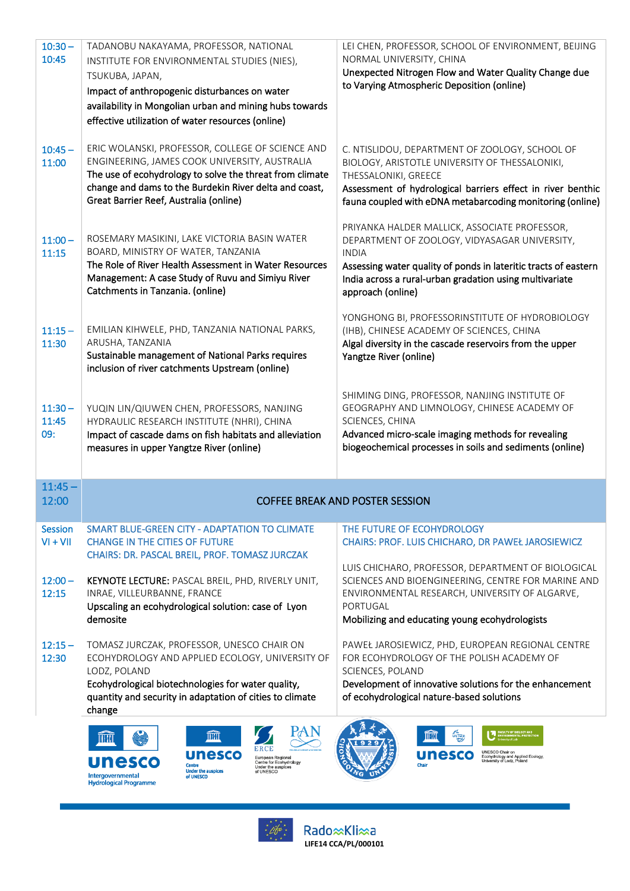| | | |
|---|---|---|
| 10:30 – 10:45 | TADANOBU NAKAYAMA, PROFESSOR, NATIONAL INSTITUTE FOR ENVIRONMENTAL STUDIES (NIES), TSUKUBA, JAPAN, Impact of anthropogenic disturbances on water availability in Mongolian urban and mining hubs towards effective utilization of water resources (online) | LEI CHEN, PROFESSOR, SCHOOL OF ENVIRONMENT, BEIJING NORMAL UNIVERSITY, CHINA Unexpected Nitrogen Flow and Water Quality Change due to Varying Atmospheric Deposition (online) |
| 10:45 – 11:00 | ERIC WOLANSKI, PROFESSOR, COLLEGE OF SCIENCE AND ENGINEERING, JAMES COOK UNIVERSITY, AUSTRALIA The use of ecohydrology to solve the threat from climate change and dams to the Burdekin River delta and coast, Great Barrier Reef, Australia (online) | C. NTISLIDOU, DEPARTMENT OF ZOOLOGY, SCHOOL OF BIOLOGY, ARISTOTLE UNIVERSITY OF THESSALONIKI, THESSALONIKI, GREECE Assessment of hydrological barriers effect in river benthic fauna coupled with eDNA metabarcoding monitoring (online) |
| 11:00 – 11:15 | ROSEMARY MASIKINI, LAKE VICTORIA BASIN WATER BOARD, MINISTRY OF WATER, TANZANIA The Role of River Health Assessment in Water Resources Management: A case Study of Ruvu and Simiyu River Catchments in Tanzania. (online) | PRIYANKA HALDER MALLICK, ASSOCIATE PROFESSOR, DEPARTMENT OF ZOOLOGY, VIDYASAGAR UNIVERSITY, INDIA Assessing water quality of ponds in lateritic tracts of eastern India across a rural-urban gradation using multivariate approach (online) |
| 11:15 – 11:30 | EMILIAN KIHWELE, PHD, TANZANIA NATIONAL PARKS, ARUSHA, TANZANIA Sustainable management of National Parks requires inclusion of river catchments Upstream (online) | YONGHONG BI, PROFESSORINSTITUTE OF HYDROBIOLOGY (IHB), CHINESE ACADEMY OF SCIENCES, CHINA Algal diversity in the cascade reservoirs from the upper Yangtze River (online) |
| 11:30 – 11:45 09: | YUQIN LIN/QIUWEN CHEN, PROFESSORS, NANJING HYDRAULIC RESEARCH INSTITUTE (NHRI), CHINA Impact of cascade dams on fish habitats and alleviation measures in upper Yangtze River (online) | SHIMING DING, PROFESSOR, NANJING INSTITUTE OF GEOGRAPHY AND LIMNOLOGY, CHINESE ACADEMY OF SCIENCES, CHINA Advanced micro-scale imaging methods for revealing biogeochemical processes in soils and sediments (online) |
| 11:45 – 12:00 | COFFEE BREAK AND POSTER SESSION | |
| Session VI + VII | SMART BLUE-GREEN CITY - ADAPTATION TO CLIMATE CHANGE IN THE CITIES OF FUTURE CHAIRS: DR. PASCAL BREIL, PROF. TOMASZ JURCZAK | THE FUTURE OF ECOHYDROLOGY CHAIRS: PROF. LUIS CHICHARO, DR PAWEŁ JAROSIEWICZ |
| 12:00 – 12:15 | **KEYNOTE LECTURE:** PASCAL BREIL, PHD, RIVERLY UNIT, INRAE, VILLEURBANNE, FRANCE Upscaling an ecohydrological solution: case of Lyon demosite | LUIS CHICHARO, PROFESSOR, DEPARTMENT OF BIOLOGICAL SCIENCES AND BIOENGINEERING, CENTRE FOR MARINE AND ENVIRONMENTAL RESEARCH, UNIVERSITY OF ALGARVE, PORTUGAL Mobilizing and educating young ecohydrologists |
| 12:15 – 12:30 | TOMASZ JURCZAK, PROFESSOR, UNESCO CHAIR ON ECOHYDROLOGY AND APPLIED ECOLOGY, UNIVERSITY OF LODZ, POLAND Ecohydrological biotechnologies for water quality, quantity and security in adaptation of cities to climate change | PAWEŁ JAROSIEWICZ, PHD, EUROPEAN REGIONAL CENTRE FOR ECOHYDROLOGY OF THE POLISH ACADEMY OF SCIENCES, POLAND Development of innovative solutions for the enhancement of ecohydrological nature-based solutions |

LIFE14 CCA/PL/000101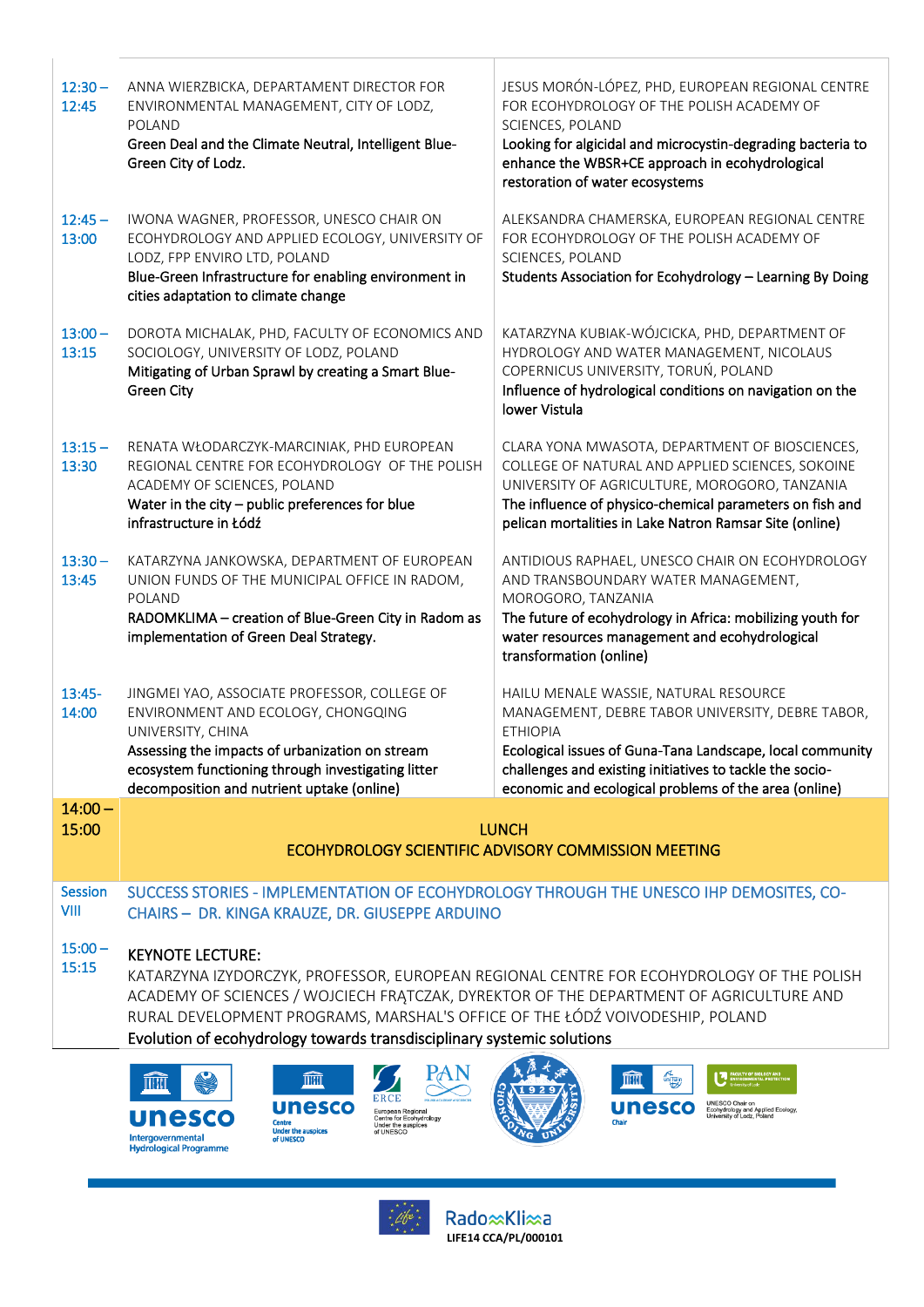| Time | | |
|---|---|---|
| 12:30 – 12:45 | ANNA WIERZBICKA, DEPARTAMENT DIRECTOR FOR ENVIRONMENTAL MANAGEMENT, CITY OF LODZ, POLAND<br>Green Deal and the Climate Neutral, Intelligent Blue-Green City of Lodz. | JESUS MORÓN-LÓPEZ, PHD, EUROPEAN REGIONAL CENTRE FOR ECOHYDROLOGY OF THE POLISH ACADEMY OF SCIENCES, POLAND<br>Looking for algicidal and microcystin-degrading bacteria to enhance the WBSR+CE approach in ecohydrological restoration of water ecosystems |
| 12:45 – 13:00 | IWONA WAGNER, PROFESSOR, UNESCO CHAIR ON ECOHYDROLOGY AND APPLIED ECOLOGY, UNIVERSITY OF LODZ, FPP ENVIRO LTD, POLAND<br>Blue-Green Infrastructure for enabling environment in cities adaptation to climate change | ALEKSANDRA CHAMERSKA, EUROPEAN REGIONAL CENTRE FOR ECOHYDROLOGY OF THE POLISH ACADEMY OF SCIENCES, POLAND<br>Students Association for Ecohydrology – Learning By Doing |
| 13:00 – 13:15 | DOROTA MICHALAK, PHD, FACULTY OF ECONOMICS AND SOCIOLOGY, UNIVERSITY OF LODZ, POLAND<br>Mitigating of Urban Sprawl by creating a Smart Blue-Green City | KATARZYNA KUBIAK-WÓJCICKA, PHD, DEPARTMENT OF HYDROLOGY AND WATER MANAGEMENT, NICOLAUS COPERNICUS UNIVERSITY, TORUŃ, POLAND<br>Influence of hydrological conditions on navigation on the lower Vistula |
| 13:15 – 13:30 | RENATA WŁODARCZYK-MARCINIAK, PHD EUROPEAN REGIONAL CENTRE FOR ECOHYDROLOGY OF THE POLISH ACADEMY OF SCIENCES, POLAND<br>Water in the city – public preferences for blue infrastructure in Łódź | CLARA YONA MWASOTA, DEPARTMENT OF BIOSCIENCES, COLLEGE OF NATURAL AND APPLIED SCIENCES, SOKOINE UNIVERSITY OF AGRICULTURE, MOROGORO, TANZANIA<br>The influence of physico-chemical parameters on fish and pelican mortalities in Lake Natron Ramsar Site (online) |
| 13:30 – 13:45 | KATARZYNA JANKOWSKA, DEPARTMENT OF EUROPEAN UNION FUNDS OF THE MUNICIPAL OFFICE IN RADOM, POLAND<br>RADOMKLIMA – creation of Blue-Green City in Radom as implementation of Green Deal Strategy. | ANTIDIOUS RAPHAEL, UNESCO CHAIR ON ECOHYDROLOGY AND TRANSBOUNDARY WATER MANAGEMENT, MOROGORO, TANZANIA<br>The future of ecohydrology in Africa: mobilizing youth for water resources management and ecohydrological transformation (online) |
| 13:45-14:00 | JINGMEI YAO, ASSOCIATE PROFESSOR, COLLEGE OF ENVIRONMENT AND ECOLOGY, CHONGQING UNIVERSITY, CHINA<br>Assessing the impacts of urbanization on stream ecosystem functioning through investigating litter decomposition and nutrient uptake (online) | HAILU MENALE WASSIE, NATURAL RESOURCE MANAGEMENT, DEBRE TABOR UNIVERSITY, DEBRE TABOR, ETHIOPIA<br>Ecological issues of Guna-Tana Landscape, local community challenges and existing initiatives to tackle the socio-economic and ecological problems of the area (online) |
| 14:00 – 15:00 | LUNCH<br>ECOHYDROLOGY SCIENTIFIC ADVISORY COMMISSION MEETING | |
| Session VIII | SUCCESS STORIES - IMPLEMENTATION OF ECOHYDROLOGY THROUGH THE UNESCO IHP DEMOSITES, CO-CHAIRS – DR. KINGA KRAUZE, DR. GIUSEPPE ARDUINO | |
| 15:00 – 15:15 | KEYNOTE LECTURE:<br>KATARZYNA IZYDORCZYK, PROFESSOR, EUROPEAN REGIONAL CENTRE FOR ECOHYDROLOGY OF THE POLISH ACADEMY OF SCIENCES / WOJCIECH FRĄTCZAK, DYREKTOR OF THE DEPARTMENT OF AGRICULTURE AND RURAL DEVELOPMENT PROGRAMS, MARSHAL'S OFFICE OF THE ŁÓDŹ VOIVODESHIP, POLAND<br>Evolution of ecohydrology towards transdisciplinary systemic solutions | |

RadoKlima LIFE14 CCA/PL/000101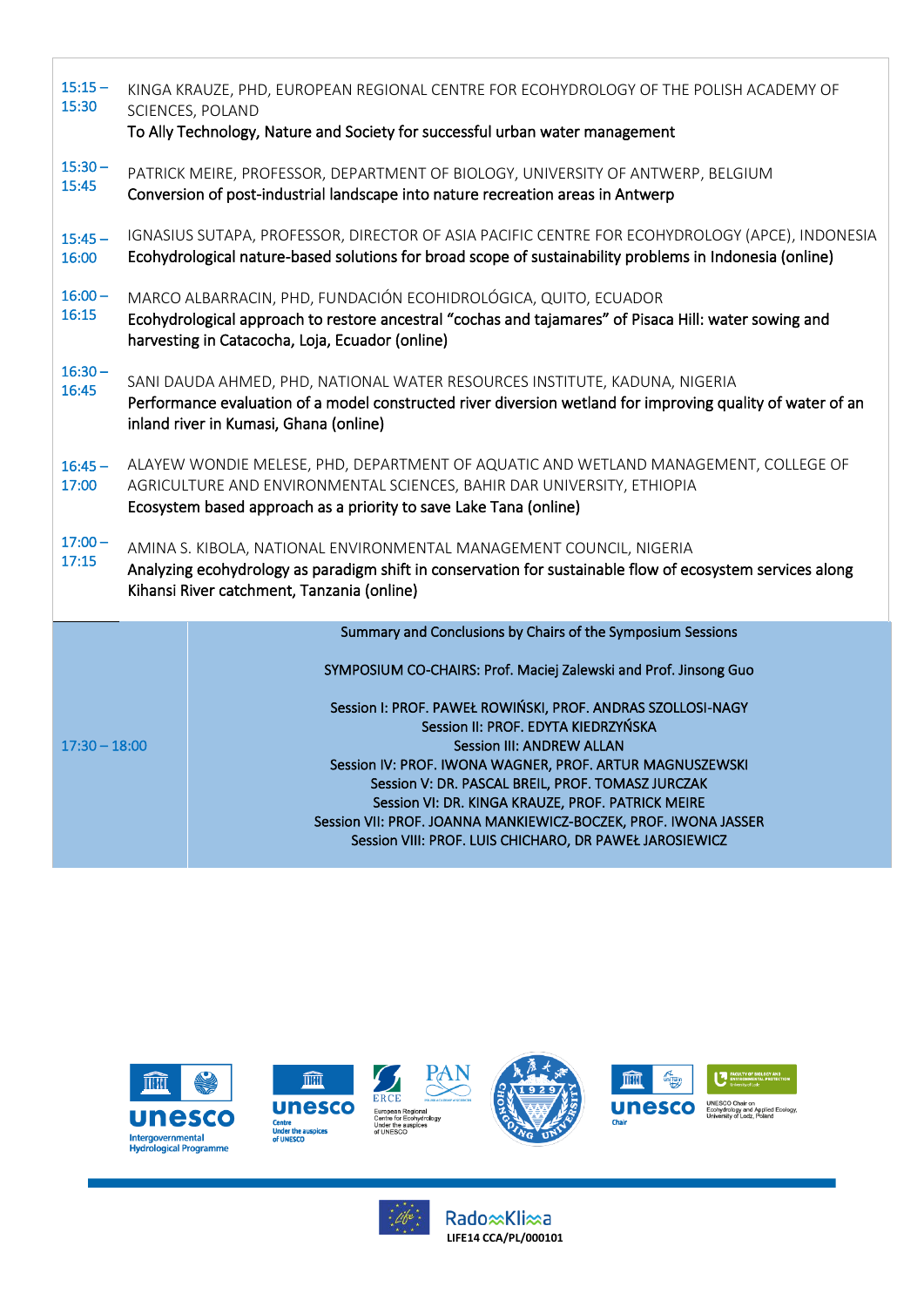| | |
|---|---|
| 15:15 – 15:30 | KINGA KRAUZE, PHD, EUROPEAN REGIONAL CENTRE FOR ECOHYDROLOGY OF THE POLISH ACADEMY OF SCIENCES, POLAND<br>To Ally Technology, Nature and Society for successful urban water management |
| 15:30 – 15:45 | PATRICK MEIRE, PROFESSOR, DEPARTMENT OF BIOLOGY, UNIVERSITY OF ANTWERP, BELGIUM<br>Conversion of post-industrial landscape into nature recreation areas in Antwerp |
| 15:45 – 16:00 | IGNASIUS SUTAPA, PROFESSOR, DIRECTOR OF ASIA PACIFIC CENTRE FOR ECOHYDROLOGY (APCE), INDONESIA<br>Ecohydrological nature-based solutions for broad scope of sustainability problems in Indonesia (online) |
| 16:00 – 16:15 | MARCO ALBARRACIN, PHD, FUNDACIÓN ECOHIDROLÓGICA, QUITO, ECUADOR<br>Ecohydrological approach to restore ancestral “cochas and tajamares” of Pisaca Hill: water sowing and harvesting in Catacocha, Loja, Ecuador (online) |
| 16:30 – 16:45 | SANI DAUDA AHMED, PHD, NATIONAL WATER RESOURCES INSTITUTE, KADUNA, NIGERIA<br>Performance evaluation of a model constructed river diversion wetland for improving quality of water of an inland river in Kumasi, Ghana (online) |
| 16:45 – 17:00 | ALAYEW WONDIE MELESE, PHD, DEPARTMENT OF AQUATIC AND WETLAND MANAGEMENT, COLLEGE OF AGRICULTURE AND ENVIRONMENTAL SCIENCES, BAHIR DAR UNIVERSITY, ETHIOPIA<br>Ecosystem based approach as a priority to save Lake Tana (online) |
| 17:00 – 17:15 | AMINA S. KIBOLA, NATIONAL ENVIRONMENTAL MANAGEMENT COUNCIL, NIGERIA<br>Analyzing ecohydrology as paradigm shift in conservation for sustainable flow of ecosystem services along Kihansi River catchment, Tanzania (online) |
| 17:30 – 18:00 | Summary and Conclusions by Chairs of the Symposium Sessions<br><br>SYMPOSIUM CO-CHAIRS: Prof. Maciej Zalewski and Prof. Jinsong Guo<br><br>Session I: PROF. PAWEŁ ROWIŃSKI, PROF. ANDRAS SZOLLOSI-NAGY<br>Session II: PROF. EDYTA KIEDRZYŃSKA<br>Session III: ANDREW ALLAN<br>Session IV: PROF. IWONA WAGNER, PROF. ARTUR MAGNUSZEWSKI<br>Session V: DR. PASCAL BREIL, PROF. TOMASZ JURCZAK<br>Session VI: DR. KINGA KRAUZE, PROF. PATRICK MEIRE<br>Session VII: PROF. JOANNA MANKIEWICZ-BOCZEK, PROF. IWONA JASSER<br>Session VIII: PROF. LUIS CHICHARO, DR PAWEŁ JAROSIEWICZ |

unesco Intergovernmental Hydrological Programme | unesco Centre Under the auspices of UNESCO | ERCE European Regional Centre for Ecohydrology Under the auspices of UNESCO | PAN | Chongqing University 1929 | unesco Chair | UNESCO Chair on Ecohydrology and Applied Ecology, University of Lodz, Poland

RadoKlima
LIFE14 CCA/PL/000101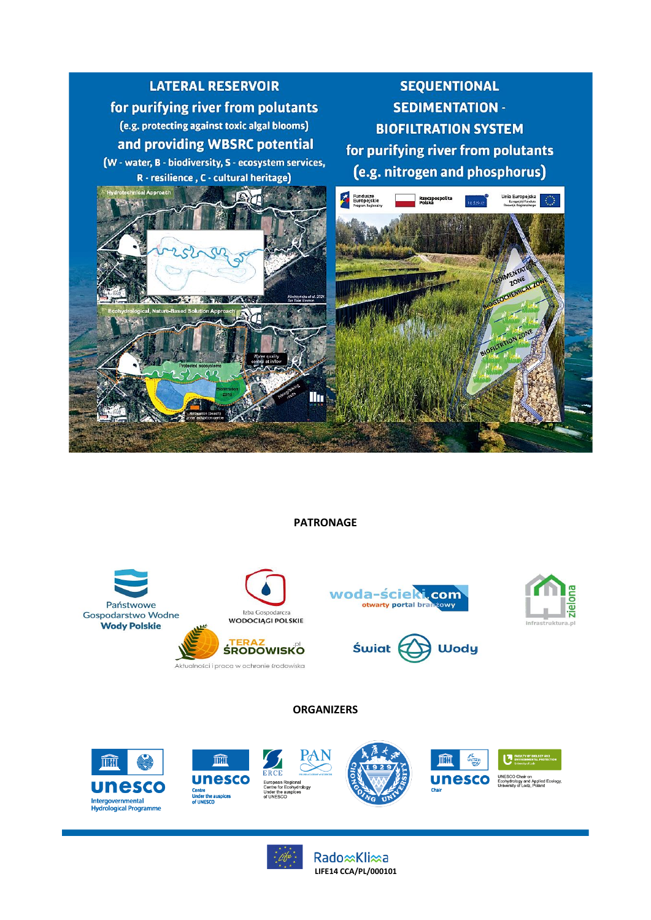## LATERAL RESERVOIR

**for purifying river from polutants**

**(e.g. protecting against toxic algal blooms)**

**and providing WBSRC potential**

**(W - water, B - biodiversity, S - ecosystem services, R - resilience , C - cultural heritage)**

## SEQUENTIONAL SEDIMENTATION - BIOFILTRATION SYSTEM

**for purifying river from polutants**

**(e.g. nitrogen and phosphorus)**

Hydrotechnical Approach

Ecohydrological, Nature-Based Solution Approach

Protected ecosystems

Water quality control at inflow

Biofiltration zone

Recreation (beach) zone

SEDIMENTATION ZONE

BIOGEOCHEMICAL ZONE

BIOFILTRATION ZONE

**PATRONAGE**

Państwowe Gospodarstwo Wodne Wody Polskie

Izba Gospodarcza WODOCIĄGI POLSKIE

woda-ścieki.com otwarty portal branżowy

zielona infrastruktura.pl

TERAZ ŚRODOWISKO.pl Aktualności i praca w ochronie środowiska

Świat Wody

**ORGANIZERS**

unesco Intergovernmental Hydrological Programme

unesco Centre Under the auspices of UNESCO

ERCE European Regional Centre for Ecohydrology Under the auspices of UNESCO

PAN

Chongqing University 1929

unesco Chair

UNESCO Chair on Ecohydrology and Applied Ecology, University of Lodz, Poland

RadoKlima

LIFE14 CCA/PL/000101